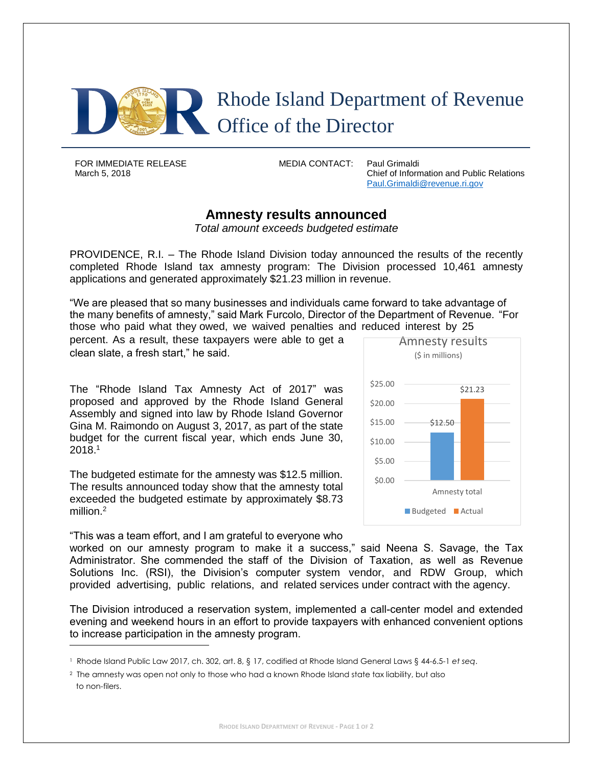# Rhode Island Department of Revenue
# Office of the Director

FOR IMMEDIATE RELEASE
March 5, 2018

MEDIA CONTACT: Paul Grimaldi
Chief of Information and Public Relations
Paul.Grimaldi@revenue.ri.gov

## Amnesty results announced

*Total amount exceeds budgeted estimate*

PROVIDENCE, R.I. – The Rhode Island Division today announced the results of the recently completed Rhode Island tax amnesty program: The Division processed 10,461 amnesty applications and generated approximately $21.23 million in revenue.

"We are pleased that so many businesses and individuals came forward to take advantage of the many benefits of amnesty," said Mark Furcolo, Director of the Department of Revenue. "For those who paid what they owed, we waived penalties and reduced interest by 25 percent. As a result, these taxpayers were able to get a clean slate, a fresh start," he said.

The "Rhode Island Tax Amnesty Act of 2017" was proposed and approved by the Rhode Island General Assembly and signed into law by Rhode Island Governor Gina M. Raimondo on August 3, 2017, as part of the state budget for the current fiscal year, which ends June 30, 2018.[1]

The budgeted estimate for the amnesty was $12.5 million. The results announced today show that the amnesty total exceeded the budgeted estimate by approximately $8.73 million.[2]

**Amnesty results**
($ in millions)

| Amnesty total | Budgeted | Actual |
|---|---|---|
| | $12.50 | $21.23 |

"This was a team effort, and I am grateful to everyone who worked on our amnesty program to make it a success," said Neena S. Savage, the Tax Administrator. She commended the staff of the Division of Taxation, as well as Revenue Solutions Inc. (RSI), the Division's computer system vendor, and RDW Group, which provided advertising, public relations, and related services under contract with the agency.

The Division introduced a reservation system, implemented a call-center model and extended evening and weekend hours in an effort to provide taxpayers with enhanced convenient options to increase participation in the amnesty program.

---

[1] Rhode Island Public Law 2017, ch. 302, art. 8, § 17, codified at Rhode Island General Laws § 44-6.5-1 *et seq*.

[2] The amnesty was open not only to those who had a known Rhode Island state tax liability, but also to non-filers.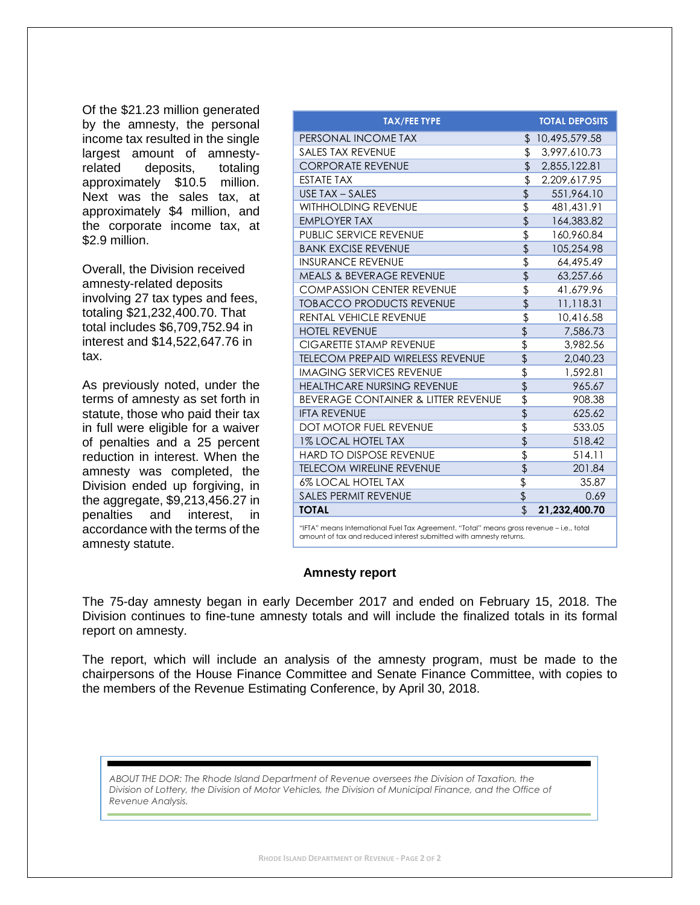Of the $21.23 million generated by the amnesty, the personal income tax resulted in the single largest amount of amnesty-related deposits, totaling approximately $10.5 million. Next was the sales tax, at approximately $4 million, and the corporate income tax, at $2.9 million.

Overall, the Division received amnesty-related deposits involving 27 tax types and fees, totaling $21,232,400.70. That total includes $6,709,752.94 in interest and $14,522,647.76 in tax.

As previously noted, under the terms of amnesty as set forth in statute, those who paid their tax in full were eligible for a waiver of penalties and a 25 percent reduction in interest. When the amnesty was completed, the Division ended up forgiving, in the aggregate, $9,213,456.27 in penalties and interest, in accordance with the terms of the amnesty statute.

| TAX/FEE TYPE | TOTAL DEPOSITS |
|---|---|
| PERSONAL INCOME TAX | $ 10,495,579.58 |
| SALES TAX REVENUE | $ 3,997,610.73 |
| CORPORATE REVENUE | $ 2,855,122.81 |
| ESTATE TAX | $ 2,209,617.95 |
| USE TAX – SALES | $ 551,964.10 |
| WITHHOLDING REVENUE | $ 481,431.91 |
| EMPLOYER TAX | $ 164,383.82 |
| PUBLIC SERVICE REVENUE | $ 160,960.84 |
| BANK EXCISE REVENUE | $ 105,254.98 |
| INSURANCE REVENUE | $ 64,495.49 |
| MEALS & BEVERAGE REVENUE | $ 63,257.66 |
| COMPASSION CENTER REVENUE | $ 41,679.96 |
| TOBACCO PRODUCTS REVENUE | $ 11,118.31 |
| RENTAL VEHICLE REVENUE | $ 10,416.58 |
| HOTEL REVENUE | $ 7,586.73 |
| CIGARETTE STAMP REVENUE | $ 3,982.56 |
| TELECOM PREPAID WIRELESS REVENUE | $ 2,040.23 |
| IMAGING SERVICES REVENUE | $ 1,592.81 |
| HEALTHCARE NURSING REVENUE | $ 965.67 |
| BEVERAGE CONTAINER & LITTER REVENUE | $ 908.38 |
| IFTA REVENUE | $ 625.62 |
| DOT MOTOR FUEL REVENUE | $ 533.05 |
| 1% LOCAL HOTEL TAX | $ 518.42 |
| HARD TO DISPOSE REVENUE | $ 514.11 |
| TELECOM WIRELINE REVENUE | $ 201.84 |
| 6% LOCAL HOTEL TAX | $ 35.87 |
| SALES PERMIT REVENUE | $ 0.69 |
| **TOTAL** | **$ 21,232,400.70** |

"IFTA" means International Fuel Tax Agreement. "Total" means gross revenue – i.e., total amount of tax and reduced interest submitted with amnesty returns.

### Amnesty report

The 75-day amnesty began in early December 2017 and ended on February 15, 2018. The Division continues to fine-tune amnesty totals and will include the finalized totals in its formal report on amnesty.

The report, which will include an analysis of the amnesty program, must be made to the chairpersons of the House Finance Committee and Senate Finance Committee, with copies to the members of the Revenue Estimating Conference, by April 30, 2018.

*ABOUT THE DOR: The Rhode Island Department of Revenue oversees the Division of Taxation, the Division of Lottery, the Division of Motor Vehicles, the Division of Municipal Finance, and the Office of Revenue Analysis.*